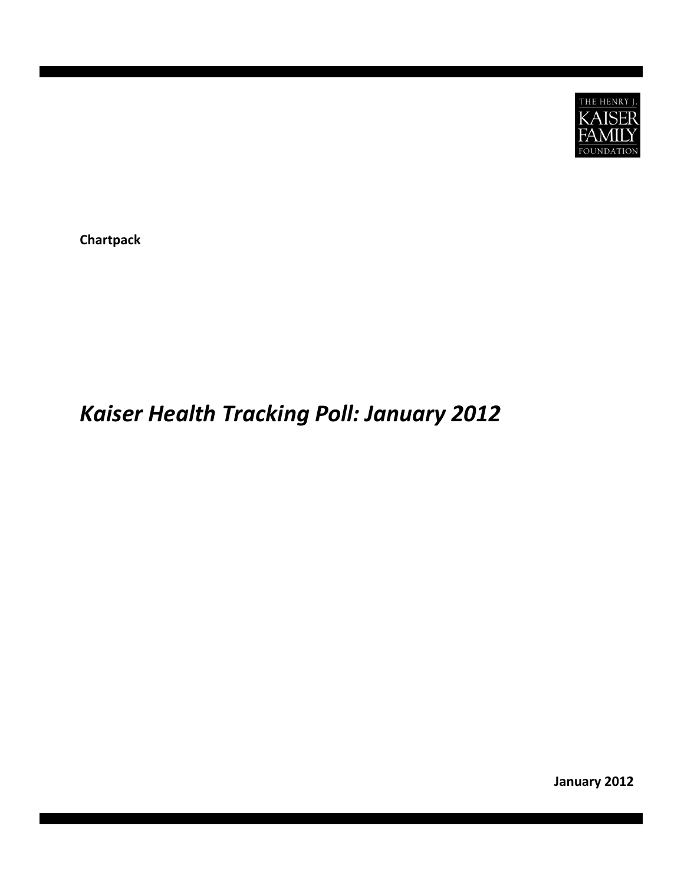THE HENRY J. KAISER FAMILY FOUNDATION

**Chartpack**

# *Kaiser Health Tracking Poll: January 2012*

**January 2012**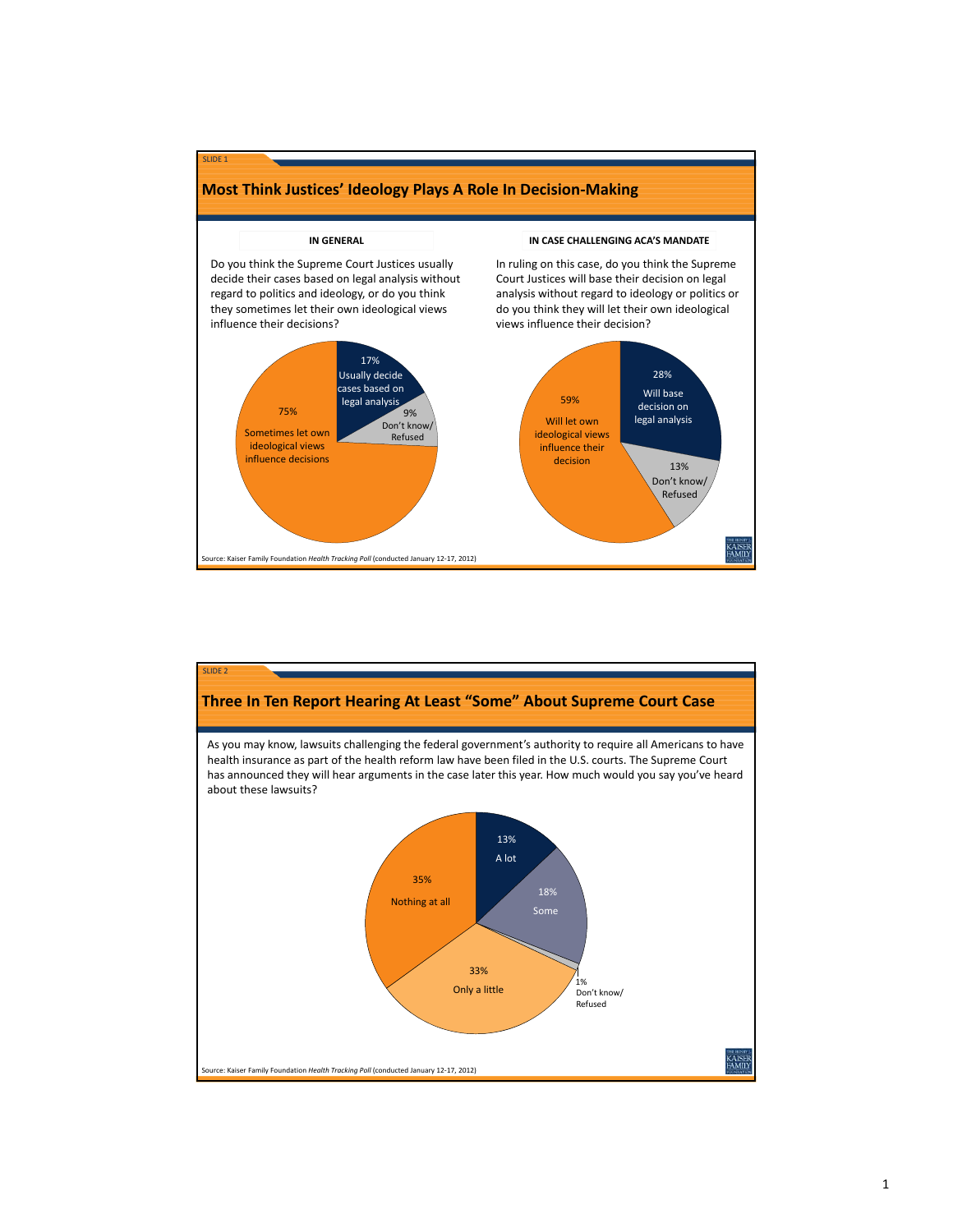SLIDE 1

## Most Think Justices' Ideology Plays A Role In Decision-Making

**IN GENERAL**

Do you think the Supreme Court Justices usually decide their cases based on legal analysis without regard to politics and ideology, or do you think they sometimes let their own ideological views influence their decisions?

- 75% Sometimes let own ideological views influence decisions
- 17% Usually decide cases based on legal analysis
- 9% Don't know/ Refused

**IN CASE CHALLENGING ACA'S MANDATE**

In ruling on this case, do you think the Supreme Court Justices will base their decision on legal analysis without regard to ideology or politics or do you think they will let their own ideological views influence their decision?

- 59% Will let own ideological views influence their decision
- 28% Will base decision on legal analysis
- 13% Don't know/ Refused

Source: Kaiser Family Foundation *Health Tracking Poll* (conducted January 12-17, 2012)

SLIDE 2

## Three In Ten Report Hearing At Least "Some" About Supreme Court Case

As you may know, lawsuits challenging the federal government's authority to require all Americans to have health insurance as part of the health reform law have been filed in the U.S. courts. The Supreme Court has announced they will hear arguments in the case later this year. How much would you say you've heard about these lawsuits?

- 13% A lot
- 18% Some
- 33% Only a little
- 35% Nothing at all
- 1% Don't know/ Refused

Source: Kaiser Family Foundation *Health Tracking Poll* (conducted January 12-17, 2012)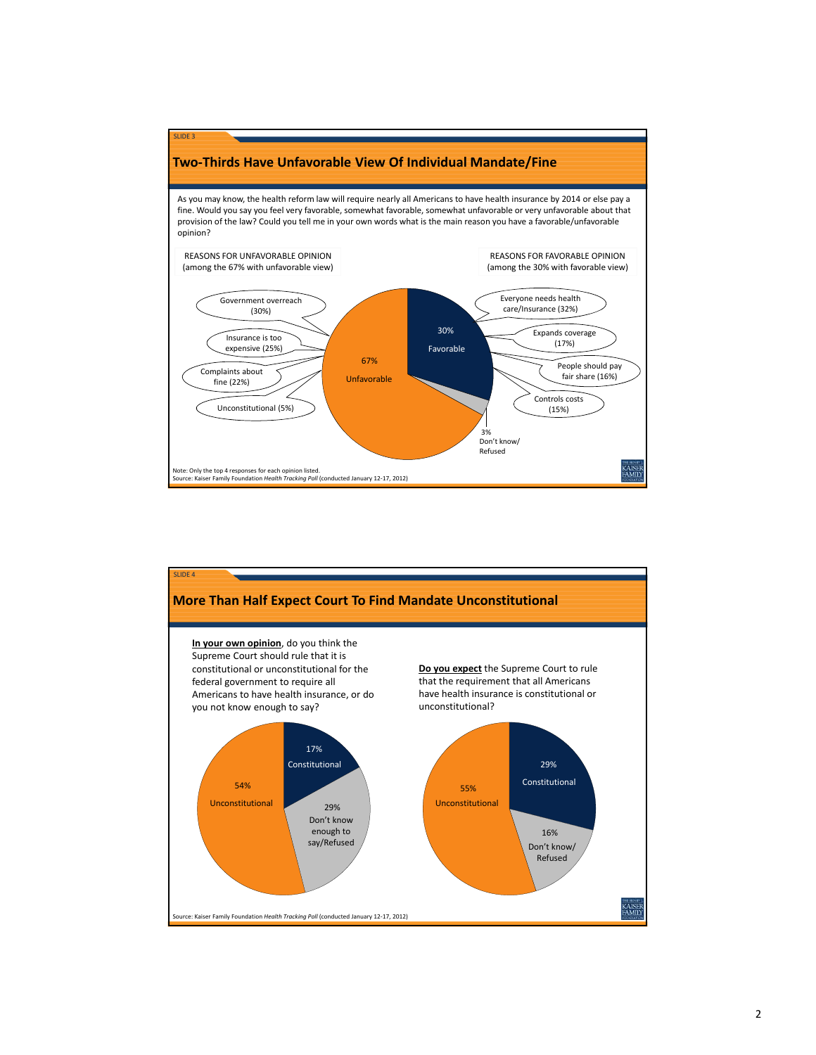SLIDE 3

## Two-Thirds Have Unfavorable View Of Individual Mandate/Fine

As you may know, the health reform law will require nearly all Americans to have health insurance by 2014 or else pay a fine. Would you say you feel very favorable, somewhat favorable, somewhat unfavorable or very unfavorable about that provision of the law? Could you tell me in your own words what is the main reason you have a favorable/unfavorable opinion?

REASONS FOR UNFAVORABLE OPINION (among the 67% with unfavorable view)

- Government overreach (30%)
- Insurance is too expensive (25%)
- Complaints about fine (22%)
- Unconstitutional (5%)

REASONS FOR FAVORABLE OPINION (among the 30% with favorable view)

- Everyone needs health care/Insurance (32%)
- Expands coverage (17%)
- People should pay fair share (16%)
- Controls costs (15%)

| Response | Percent |
|---|---|
| Unfavorable | 67% |
| Favorable | 30% |
| Don't know/ Refused | 3% |

Note: Only the top 4 responses for each opinion listed.
Source: Kaiser Family Foundation *Health Tracking Poll* (conducted January 12-17, 2012)

SLIDE 4

## More Than Half Expect Court To Find Mandate Unconstitutional

**In your own opinion**, do you think the Supreme Court should rule that it is constitutional or unconstitutional for the federal government to require all Americans to have health insurance, or do you not know enough to say?

| Response | Percent |
|---|---|
| Unconstitutional | 54% |
| Constitutional | 17% |
| Don't know enough to say/Refused | 29% |

**Do you expect** the Supreme Court to rule that the requirement that all Americans have health insurance is constitutional or unconstitutional?

| Response | Percent |
|---|---|
| Unconstitutional | 55% |
| Constitutional | 29% |
| Don't know/ Refused | 16% |

Source: Kaiser Family Foundation *Health Tracking Poll* (conducted January 12-17, 2012)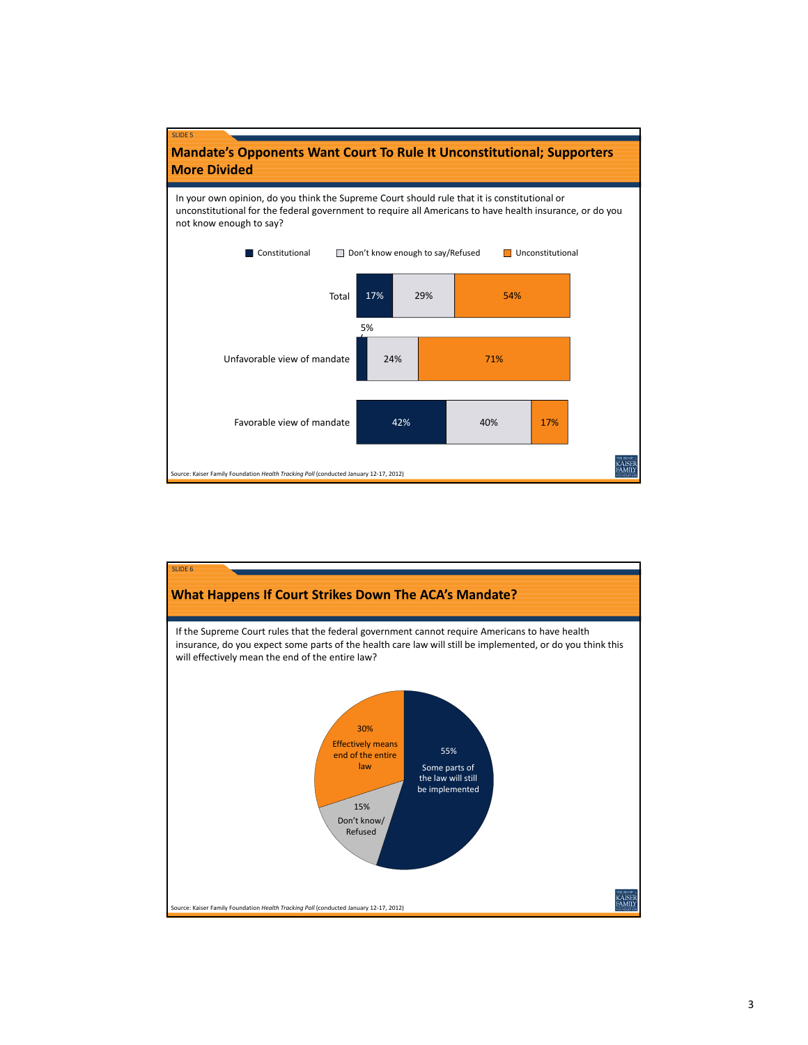SLIDE 5

## Mandate's Opponents Want Court To Rule It Unconstitutional; Supporters More Divided

In your own opinion, do you think the Supreme Court should rule that it is constitutional or unconstitutional for the federal government to require all Americans to have health insurance, or do you not know enough to say?

| | Constitutional | Don't know enough to say/Refused | Unconstitutional |
|---|---|---|---|
| Total | 17% | 29% | 54% |
| Unfavorable view of mandate | 5% | 24% | 71% |
| Favorable view of mandate | 42% | 40% | 17% |

Source: Kaiser Family Foundation *Health Tracking Poll* (conducted January 12-17, 2012)

SLIDE 6

## What Happens If Court Strikes Down The ACA's Mandate?

If the Supreme Court rules that the federal government cannot require Americans to have health insurance, do you expect some parts of the health care law will still be implemented, or do you think this will effectively mean the end of the entire law?

| Response | Percent |
|---|---|
| Some parts of the law will still be implemented | 55% |
| Effectively means end of the entire law | 30% |
| Don't know/Refused | 15% |

Source: Kaiser Family Foundation *Health Tracking Poll* (conducted January 12-17, 2012)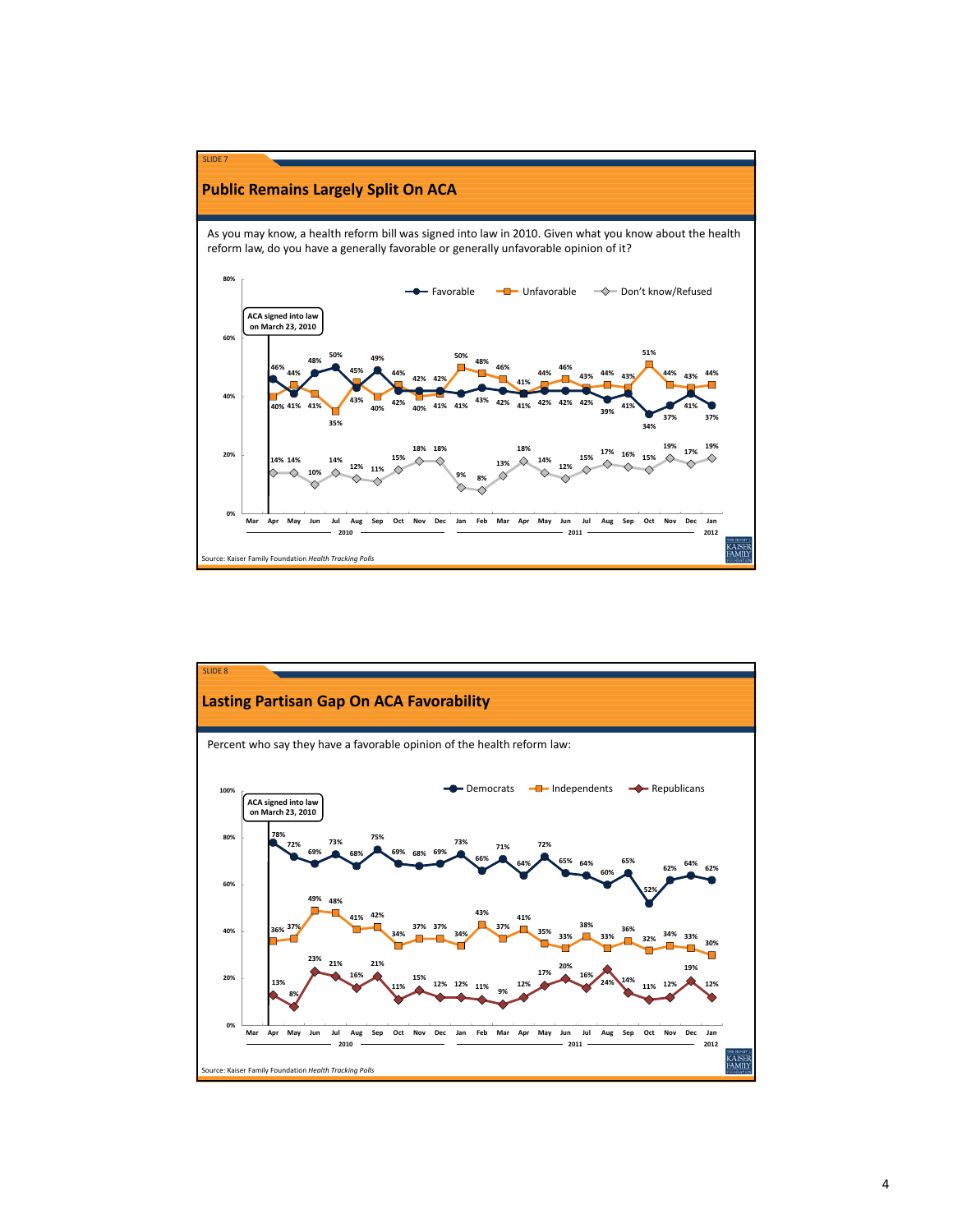SLIDE 7

## Public Remains Largely Split On ACA

As you may know, a health reform bill was signed into law in 2010. Given what you know about the health reform law, do you have a generally favorable or generally unfavorable opinion of it?

ACA signed into law on March 23, 2010

| | Apr 2010 | May | Jun | Jul | Aug | Sep | Oct | Nov | Dec | Jan 2011 | Feb | Mar | Apr | May | Jun | Jul | Aug | Sep | Oct | Nov | Dec | Jan 2012 |
|---|---|---|---|---|---|---|---|---|---|---|---|---|---|---|---|---|---|---|---|---|---|---|
| Favorable | 46% | 41% | 48% | 50% | 43% | 49% | 42% | 42% | 42% | 41% | 43% | 42% | 41% | 42% | 42% | 42% | 39% | 41% | 34% | 37% | 41% | 37% |
| Unfavorable | 40% | 44% | 41% | 35% | 45% | 40% | 44% | 40% | 41% | 50% | 48% | 46% | 41% | 44% | 46% | 43% | 44% | 43% | 51% | 44% | 43% | 44% |
| Don't know/Refused | 14% | 14% | 10% | 14% | 12% | 11% | 15% | 18% | 18% | 9% | 8% | 13% | 18% | 14% | 12% | 15% | 17% | 16% | 15% | 19% | 17% | 19% |

Source: Kaiser Family Foundation *Health Tracking Polls*

SLIDE 8

## Lasting Partisan Gap On ACA Favorability

Percent who say they have a favorable opinion of the health reform law:

ACA signed into law on March 23, 2010

| | Apr 2010 | May | Jun | Jul | Aug | Sep | Oct | Nov | Dec | Jan 2011 | Feb | Mar | Apr | May | Jun | Jul | Aug | Sep | Oct | Nov | Dec | Jan 2012 |
|---|---|---|---|---|---|---|---|---|---|---|---|---|---|---|---|---|---|---|---|---|---|---|
| Democrats | 78% | 72% | 69% | 73% | 68% | 75% | 69% | 68% | 69% | 73% | 66% | 71% | 64% | 72% | 65% | 64% | 60% | 65% | 52% | 62% | 64% | 62% |
| Independents | 36% | 37% | 49% | 48% | 41% | 42% | 34% | 37% | 37% | 34% | 43% | 37% | 41% | 35% | 33% | 38% | 33% | 36% | 32% | 34% | 33% | 30% |
| Republicans | 13% | 8% | 23% | 21% | 16% | 21% | 11% | 15% | 12% | 12% | 11% | 9% | 12% | 17% | 20% | 16% | 24% | 14% | 11% | 12% | 19% | 12% |

Source: Kaiser Family Foundation *Health Tracking Polls*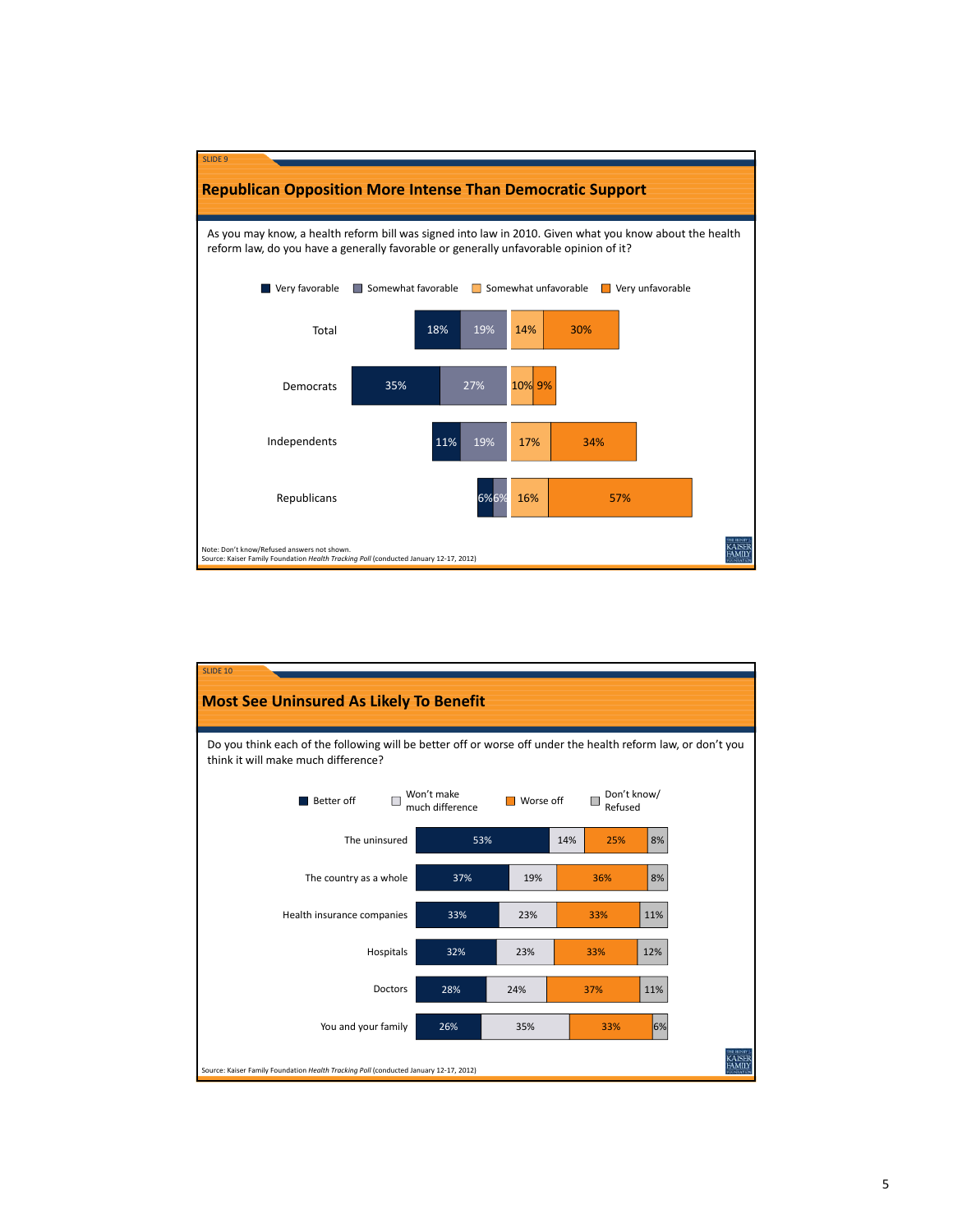SLIDE 9

## Republican Opposition More Intense Than Democratic Support

As you may know, a health reform bill was signed into law in 2010. Given what you know about the health reform law, do you have a generally favorable or generally unfavorable opinion of it?

| | Very favorable | Somewhat favorable | Somewhat unfavorable | Very unfavorable |
|---|---|---|---|---|
| Total | 18% | 19% | 14% | 30% |
| Democrats | 35% | 27% | 10% | 9% |
| Independents | 11% | 19% | 17% | 34% |
| Republicans | 6% | 6% | 16% | 57% |

Note: Don't know/Refused answers not shown.
Source: Kaiser Family Foundation *Health Tracking Poll* (conducted January 12-17, 2012)

SLIDE 10

## Most See Uninsured As Likely To Benefit

Do you think each of the following will be better off or worse off under the health reform law, or don't you think it will make much difference?

| | Better off | Won't make much difference | Worse off | Don't know/ Refused |
|---|---|---|---|---|
| The uninsured | 53% | 14% | 25% | 8% |
| The country as a whole | 37% | 19% | 36% | 8% |
| Health insurance companies | 33% | 23% | 33% | 11% |
| Hospitals | 32% | 23% | 33% | 12% |
| Doctors | 28% | 24% | 37% | 11% |
| You and your family | 26% | 35% | 33% | 6% |

Source: Kaiser Family Foundation *Health Tracking Poll* (conducted January 12-17, 2012)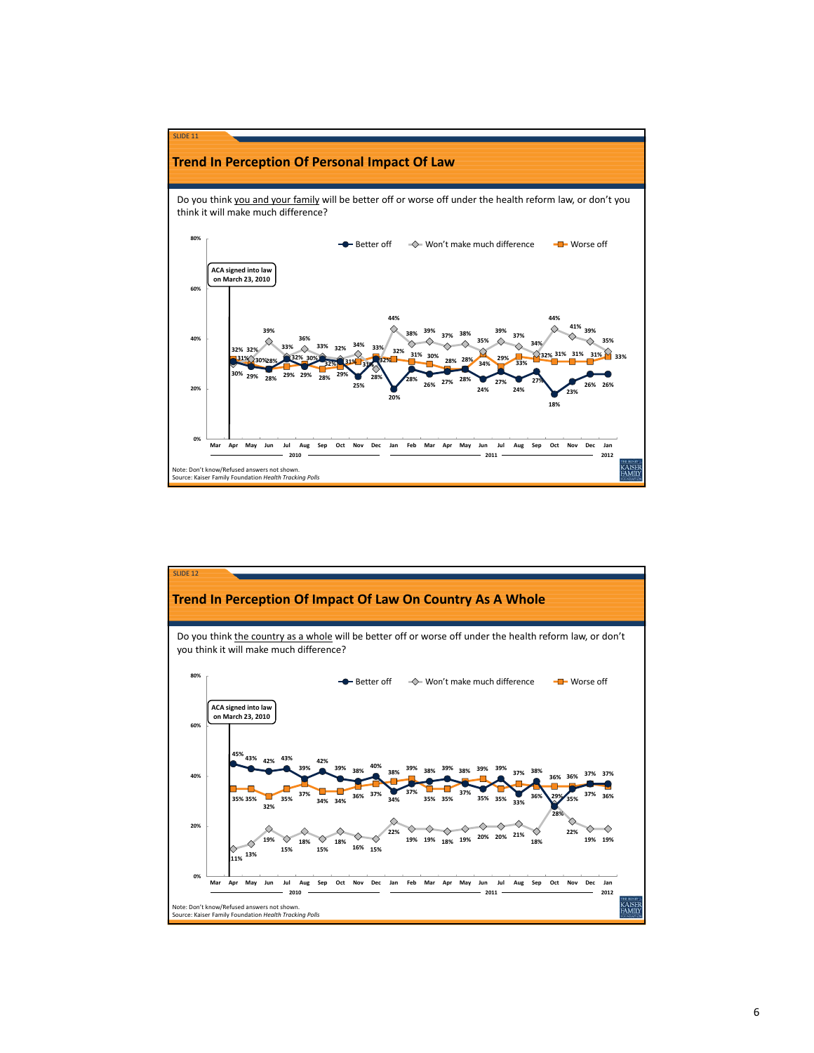SLIDE 11

## Trend In Perception Of Personal Impact Of Law

Do you think you and your family will be better off or worse off under the health reform law, or don't you think it will make much difference?

Better off | Won't make much difference | Worse off

ACA signed into law on March 23, 2010

Note: Don't know/Refused answers not shown.
Source: Kaiser Family Foundation *Health Tracking Polls*

SLIDE 12

## Trend In Perception Of Impact Of Law On Country As A Whole

Do you think the country as a whole will be better off or worse off under the health reform law, or don't you think it will make much difference?

Better off | Won't make much difference | Worse off

ACA signed into law on March 23, 2010

Note: Don't know/Refused answers not shown.
Source: Kaiser Family Foundation *Health Tracking Polls*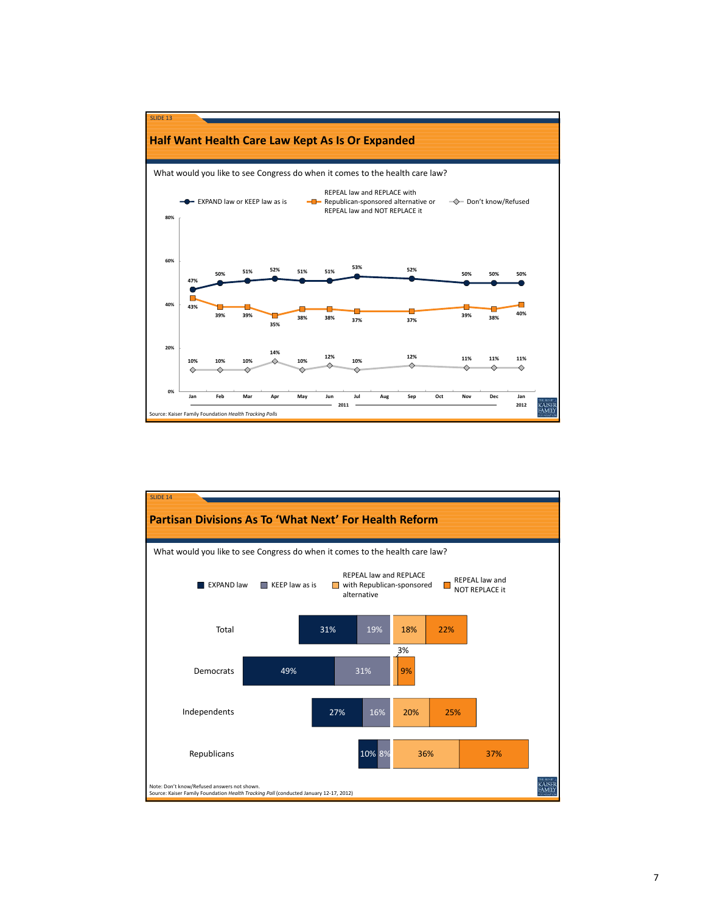SLIDE 13

## Half Want Health Care Law Kept As Is Or Expanded

What would you like to see Congress do when it comes to the health care law?

| | Jan 2011 | Feb | Mar | Apr | May | Jun | Jul | Aug | Sep | Oct | Nov | Dec | Jan 2012 |
|---|---|---|---|---|---|---|---|---|---|---|---|---|---|
| EXPAND law or KEEP law as is | 47% | 50% | 51% | 52% | 51% | 51% | 53% | | 52% | | 50% | 50% | 50% |
| REPEAL law and REPLACE with Republican-sponsored alternative or REPEAL law and NOT REPLACE it | 43% | 39% | 39% | 35% | 38% | 38% | 37% | | 37% | | 39% | 38% | 40% |
| Don't know/Refused | 10% | 10% | 10% | 14% | 10% | 12% | 10% | | 12% | | 11% | 11% | 11% |

Source: Kaiser Family Foundation *Health Tracking Polls*

SLIDE 14

## Partisan Divisions As To 'What Next' For Health Reform

What would you like to see Congress do when it comes to the health care law?

| | EXPAND law | KEEP law as is | REPEAL law and REPLACE with Republican-sponsored alternative | REPEAL law and NOT REPLACE it |
|---|---|---|---|---|
| Total | 31% | 19% | 18% | 22% |
| Democrats | 49% | 31% | 3% | 9% |
| Independents | 27% | 16% | 20% | 25% |
| Republicans | 10% | 8% | 36% | 37% |

Note: Don't know/Refused answers not shown.
Source: Kaiser Family Foundation *Health Tracking Poll* (conducted January 12-17, 2012)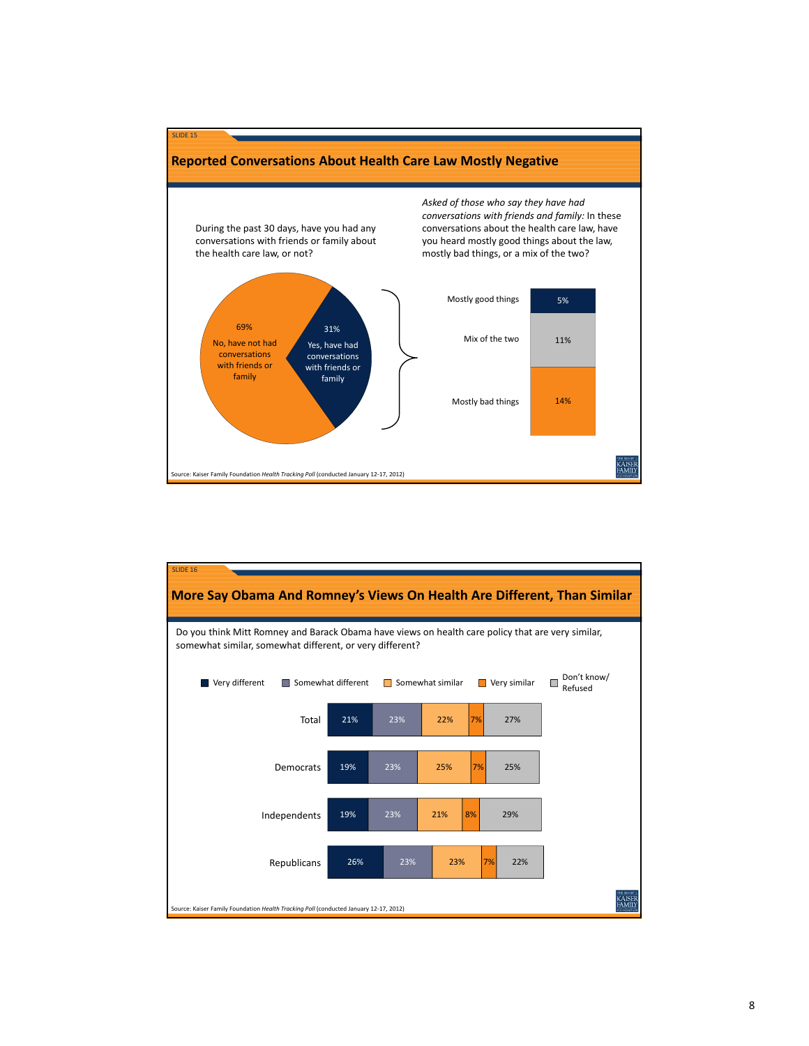SLIDE 15

## Reported Conversations About Health Care Law Mostly Negative

During the past 30 days, have you had any conversations with friends or family about the health care law, or not?

| Response | Percent |
| --- | --- |
| No, have not had conversations with friends or family | 69% |
| Yes, have had conversations with friends or family | 31% |

*Asked of those who say they have had conversations with friends and family:* In these conversations about the health care law, have you heard mostly good things about the law, mostly bad things, or a mix of the two?

| Response | Percent |
| --- | --- |
| Mostly good things | 5% |
| Mix of the two | 11% |
| Mostly bad things | 14% |

Source: Kaiser Family Foundation *Health Tracking Poll* (conducted January 12-17, 2012)

SLIDE 16

## More Say Obama And Romney's Views On Health Are Different, Than Similar

Do you think Mitt Romney and Barack Obama have views on health care policy that are very similar, somewhat similar, somewhat different, or very different?

| | Very different | Somewhat different | Somewhat similar | Very similar | Don't know/ Refused |
| --- | --- | --- | --- | --- | --- |
| Total | 21% | 23% | 22% | 7% | 27% |
| Democrats | 19% | 23% | 25% | 7% | 25% |
| Independents | 19% | 23% | 21% | 8% | 29% |
| Republicans | 26% | 23% | 23% | 7% | 22% |

Source: Kaiser Family Foundation *Health Tracking Poll* (conducted January 12-17, 2012)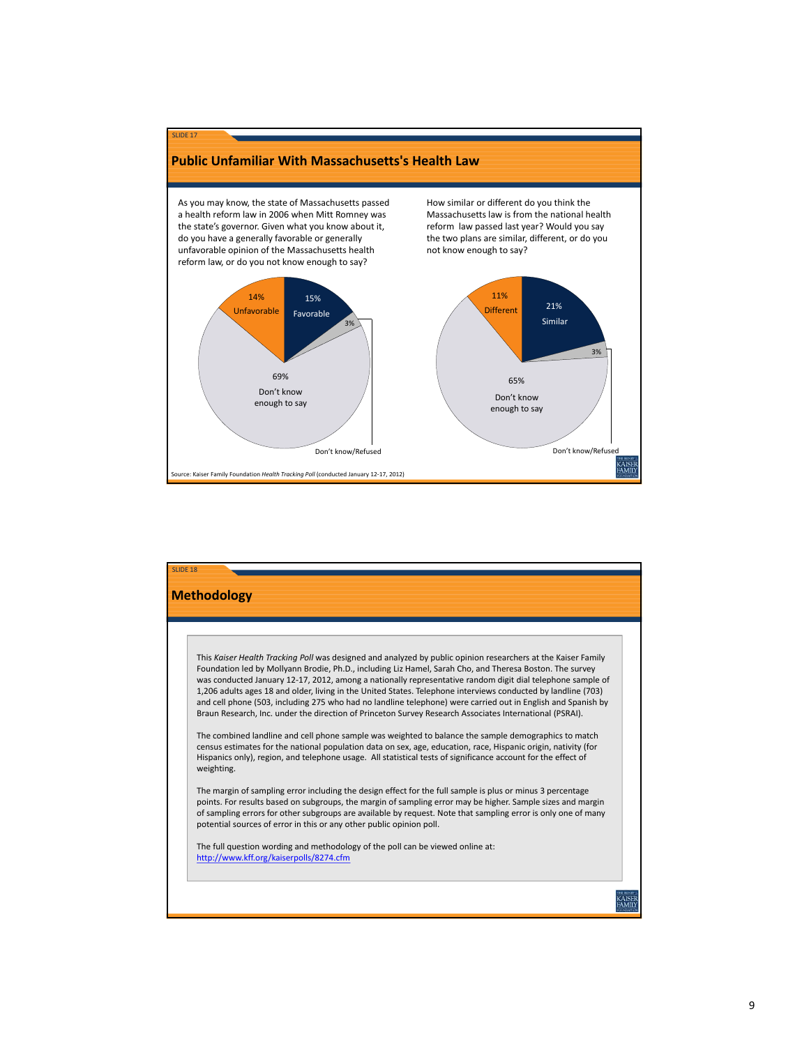SLIDE 17

## Public Unfamiliar With Massachusetts's Health Law

As you may know, the state of Massachusetts passed a health reform law in 2006 when Mitt Romney was the state's governor. Given what you know about it, do you have a generally favorable or generally unfavorable opinion of the Massachusetts health reform law, or do you not know enough to say?

| Response | Percent |
| --- | --- |
| Favorable | 15% |
| Unfavorable | 14% |
| Don't know enough to say | 69% |
| Don't know/Refused | 3% |

How similar or different do you think the Massachusetts law is from the national health reform law passed last year? Would you say the two plans are similar, different, or do you not know enough to say?

| Response | Percent |
| --- | --- |
| Similar | 21% |
| Different | 11% |
| Don't know enough to say | 65% |
| Don't know/Refused | 3% |

Source: Kaiser Family Foundation *Health Tracking Poll* (conducted January 12-17, 2012)

SLIDE 18

## Methodology

This *Kaiser Health Tracking Poll* was designed and analyzed by public opinion researchers at the Kaiser Family Foundation led by Mollyann Brodie, Ph.D., including Liz Hamel, Sarah Cho, and Theresa Boston. The survey was conducted January 12-17, 2012, among a nationally representative random digit dial telephone sample of 1,206 adults ages 18 and older, living in the United States. Telephone interviews conducted by landline (703) and cell phone (503, including 275 who had no landline telephone) were carried out in English and Spanish by Braun Research, Inc. under the direction of Princeton Survey Research Associates International (PSRAI).

The combined landline and cell phone sample was weighted to balance the sample demographics to match census estimates for the national population data on sex, age, education, race, Hispanic origin, nativity (for Hispanics only), region, and telephone usage. All statistical tests of significance account for the effect of weighting.

The margin of sampling error including the design effect for the full sample is plus or minus 3 percentage points. For results based on subgroups, the margin of sampling error may be higher. Sample sizes and margin of sampling errors for other subgroups are available by request. Note that sampling error is only one of many potential sources of error in this or any other public opinion poll.

The full question wording and methodology of the poll can be viewed online at: http://www.kff.org/kaiserpolls/8274.cfm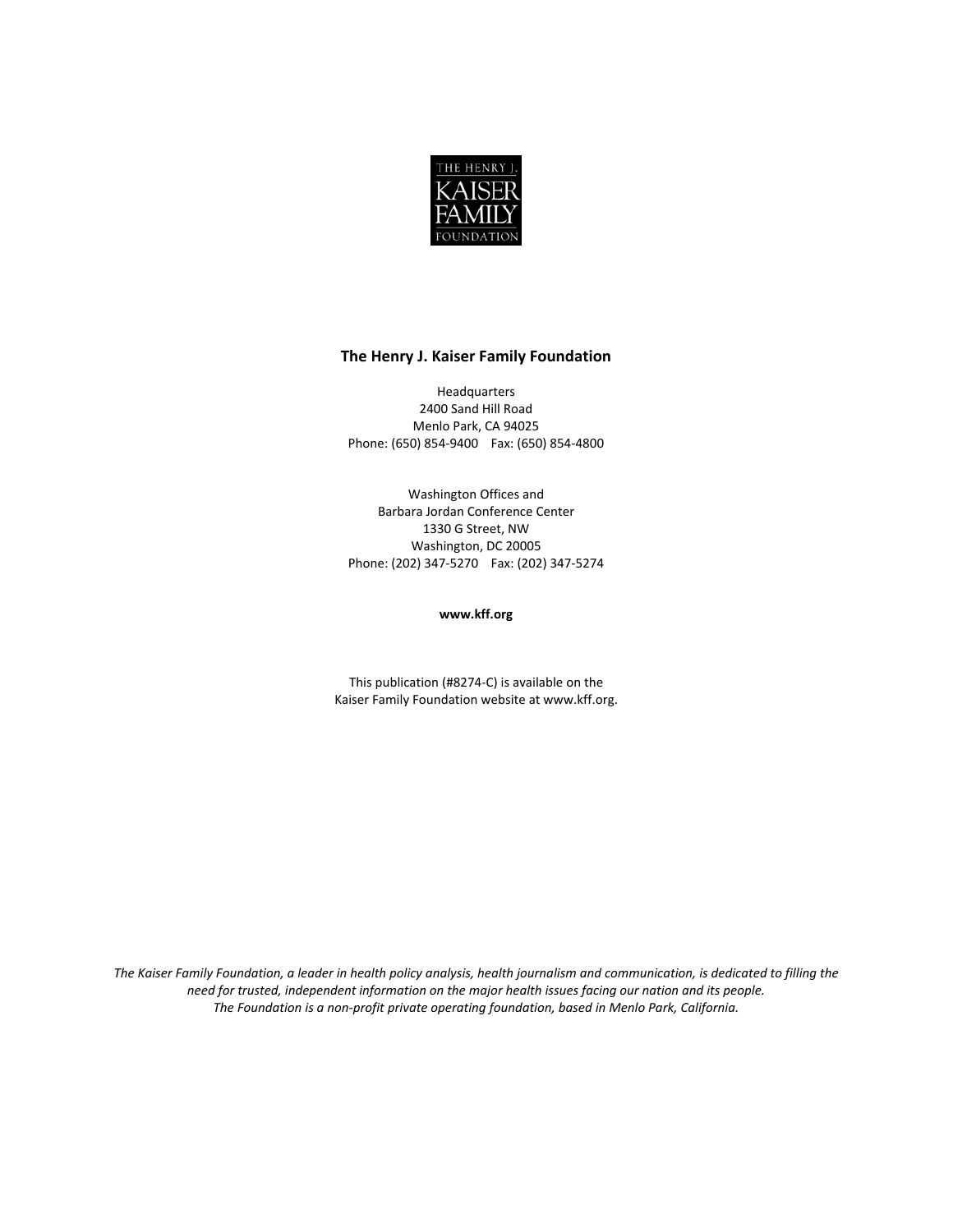THE HENRY J. KAISER FAMILY FOUNDATION

**The Henry J. Kaiser Family Foundation**

Headquarters
2400 Sand Hill Road
Menlo Park, CA 94025
Phone: (650) 854-9400    Fax: (650) 854-4800

Washington Offices and
Barbara Jordan Conference Center
1330 G Street, NW
Washington, DC 20005
Phone: (202) 347-5270    Fax: (202) 347-5274

**www.kff.org**

This publication (#8274-C) is available on the
Kaiser Family Foundation website at www.kff.org.

*The Kaiser Family Foundation, a leader in health policy analysis, health journalism and communication, is dedicated to filling the need for trusted, independent information on the major health issues facing our nation and its people. The Foundation is a non-profit private operating foundation, based in Menlo Park, California.*